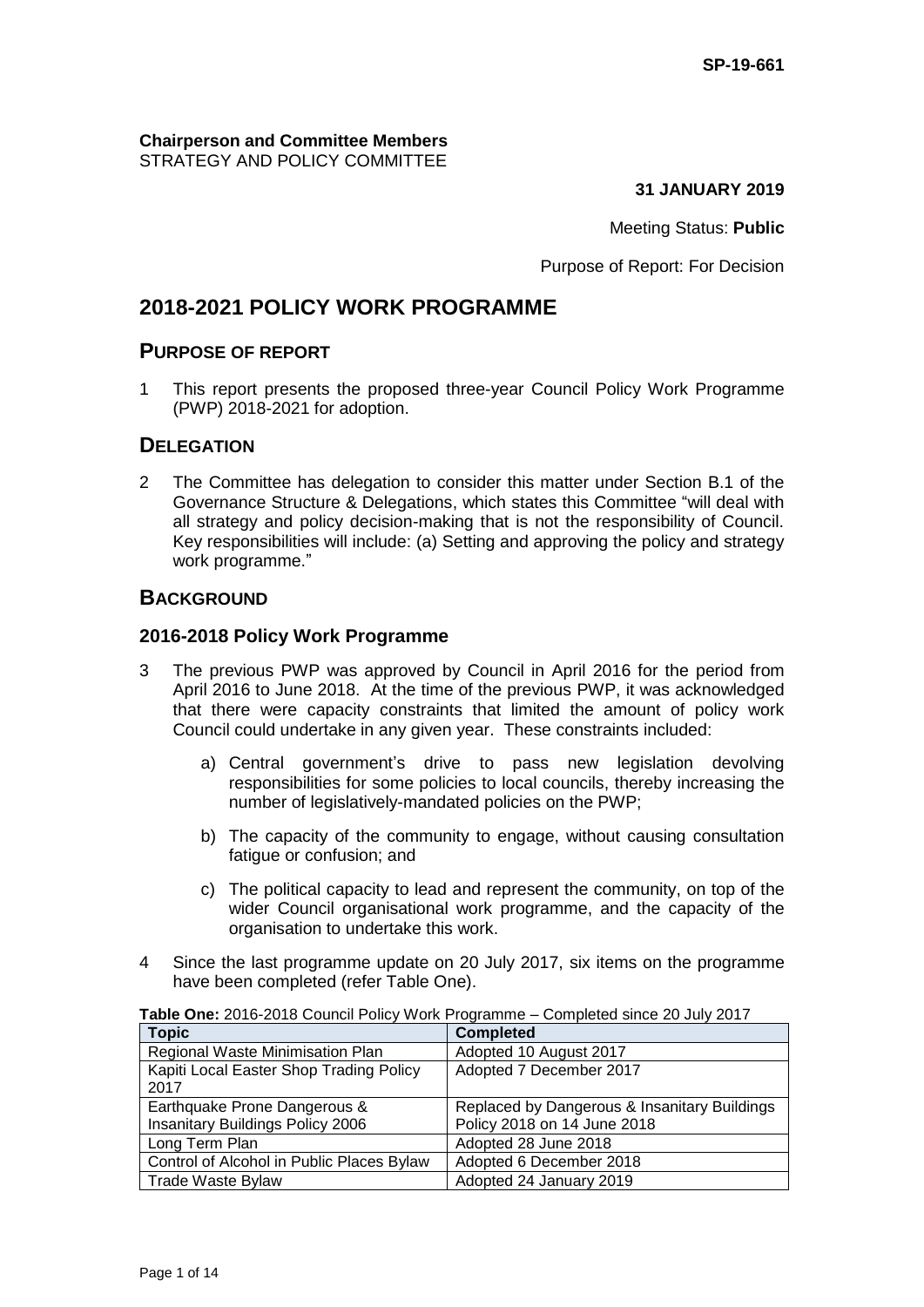SP-19-661

**Chairperson and Committee Members**
STRATEGY AND POLICY COMMITTEE

**31 JANUARY 2019**

Meeting Status: **Public**

Purpose of Report: For Decision

# 2018-2021 POLICY WORK PROGRAMME

## PURPOSE OF REPORT

1 This report presents the proposed three-year Council Policy Work Programme (PWP) 2018-2021 for adoption.

## DELEGATION

2 The Committee has delegation to consider this matter under Section B.1 of the Governance Structure & Delegations, which states this Committee "will deal with all strategy and policy decision-making that is not the responsibility of Council. Key responsibilities will include: (a) Setting and approving the policy and strategy work programme."

## BACKGROUND

### 2016-2018 Policy Work Programme

3 The previous PWP was approved by Council in April 2016 for the period from April 2016 to June 2018. At the time of the previous PWP, it was acknowledged that there were capacity constraints that limited the amount of policy work Council could undertake in any given year. These constraints included:

a) Central government's drive to pass new legislation devolving responsibilities for some policies to local councils, thereby increasing the number of legislatively-mandated policies on the PWP;

b) The capacity of the community to engage, without causing consultation fatigue or confusion; and

c) The political capacity to lead and represent the community, on top of the wider Council organisational work programme, and the capacity of the organisation to undertake this work.

4 Since the last programme update on 20 July 2017, six items on the programme have been completed (refer Table One).

**Table One:** 2016-2018 Council Policy Work Programme – Completed since 20 July 2017

| Topic | Completed |
| --- | --- |
| Regional Waste Minimisation Plan | Adopted 10 August 2017 |
| Kapiti Local Easter Shop Trading Policy 2017 | Adopted 7 December 2017 |
| Earthquake Prone Dangerous & Insanitary Buildings Policy 2006 | Replaced by Dangerous & Insanitary Buildings Policy 2018 on 14 June 2018 |
| Long Term Plan | Adopted 28 June 2018 |
| Control of Alcohol in Public Places Bylaw | Adopted 6 December 2018 |
| Trade Waste Bylaw | Adopted 24 January 2019 |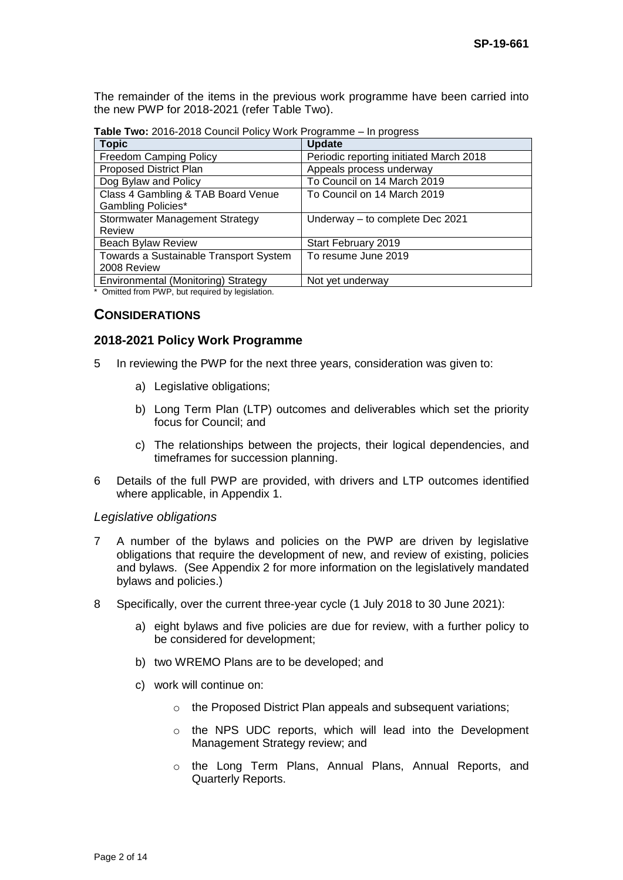The remainder of the items in the previous work programme have been carried into the new PWP for 2018-2021 (refer Table Two).

**Table Two:** 2016-2018 Council Policy Work Programme – In progress

| Topic | Update |
|---|---|
| Freedom Camping Policy | Periodic reporting initiated March 2018 |
| Proposed District Plan | Appeals process underway |
| Dog Bylaw and Policy | To Council on 14 March 2019 |
| Class 4 Gambling & TAB Board Venue Gambling Policies* | To Council on 14 March 2019 |
| Stormwater Management Strategy Review | Underway – to complete Dec 2021 |
| Beach Bylaw Review | Start February 2019 |
| Towards a Sustainable Transport System 2008 Review | To resume June 2019 |
| Environmental (Monitoring) Strategy | Not yet underway |

\* Omitted from PWP, but required by legislation.

## CONSIDERATIONS

### 2018-2021 Policy Work Programme

5 In reviewing the PWP for the next three years, consideration was given to:

   a) Legislative obligations;

   b) Long Term Plan (LTP) outcomes and deliverables which set the priority focus for Council; and

   c) The relationships between the projects, their logical dependencies, and timeframes for succession planning.

6 Details of the full PWP are provided, with drivers and LTP outcomes identified where applicable, in Appendix 1.

*Legislative obligations*

7 A number of the bylaws and policies on the PWP are driven by legislative obligations that require the development of new, and review of existing, policies and bylaws. (See Appendix 2 for more information on the legislatively mandated bylaws and policies.)

8 Specifically, over the current three-year cycle (1 July 2018 to 30 June 2021):

   a) eight bylaws and five policies are due for review, with a further policy to be considered for development;

   b) two WREMO Plans are to be developed; and

   c) work will continue on:

      - the Proposed District Plan appeals and subsequent variations;
      - the NPS UDC reports, which will lead into the Development Management Strategy review; and
      - the Long Term Plans, Annual Plans, Annual Reports, and Quarterly Reports.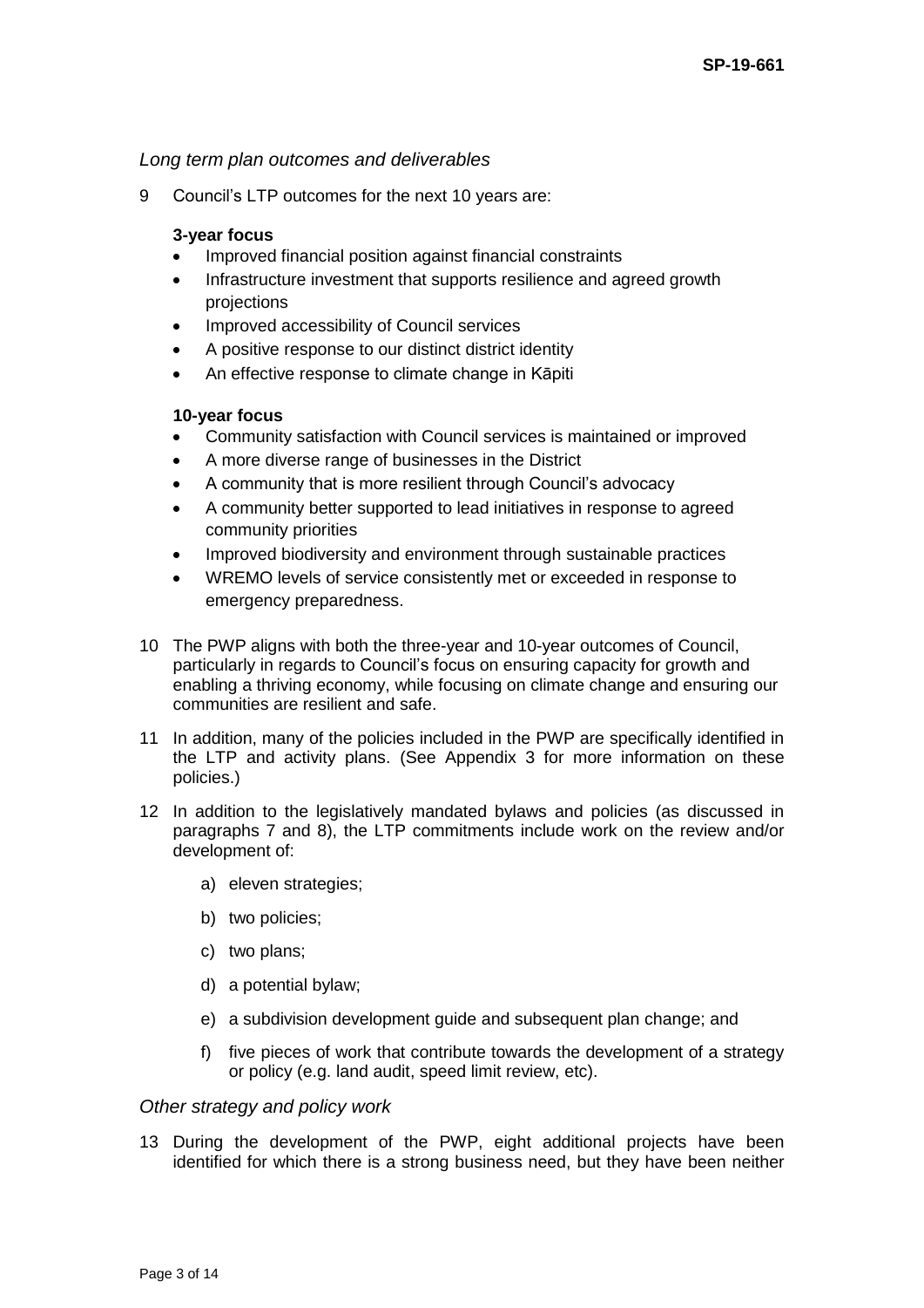*Long term plan outcomes and deliverables*

9 Council's LTP outcomes for the next 10 years are:

**3-year focus**

- Improved financial position against financial constraints
- Infrastructure investment that supports resilience and agreed growth projections
- Improved accessibility of Council services
- A positive response to our distinct district identity
- An effective response to climate change in Kāpiti

**10-year focus**

- Community satisfaction with Council services is maintained or improved
- A more diverse range of businesses in the District
- A community that is more resilient through Council's advocacy
- A community better supported to lead initiatives in response to agreed community priorities
- Improved biodiversity and environment through sustainable practices
- WREMO levels of service consistently met or exceeded in response to emergency preparedness.

10 The PWP aligns with both the three-year and 10-year outcomes of Council, particularly in regards to Council's focus on ensuring capacity for growth and enabling a thriving economy, while focusing on climate change and ensuring our communities are resilient and safe.

11 In addition, many of the policies included in the PWP are specifically identified in the LTP and activity plans. (See Appendix 3 for more information on these policies.)

12 In addition to the legislatively mandated bylaws and policies (as discussed in paragraphs 7 and 8), the LTP commitments include work on the review and/or development of:

a) eleven strategies;

b) two policies;

c) two plans;

d) a potential bylaw;

e) a subdivision development guide and subsequent plan change; and

f) five pieces of work that contribute towards the development of a strategy or policy (e.g. land audit, speed limit review, etc).

*Other strategy and policy work*

13 During the development of the PWP, eight additional projects have been identified for which there is a strong business need, but they have been neither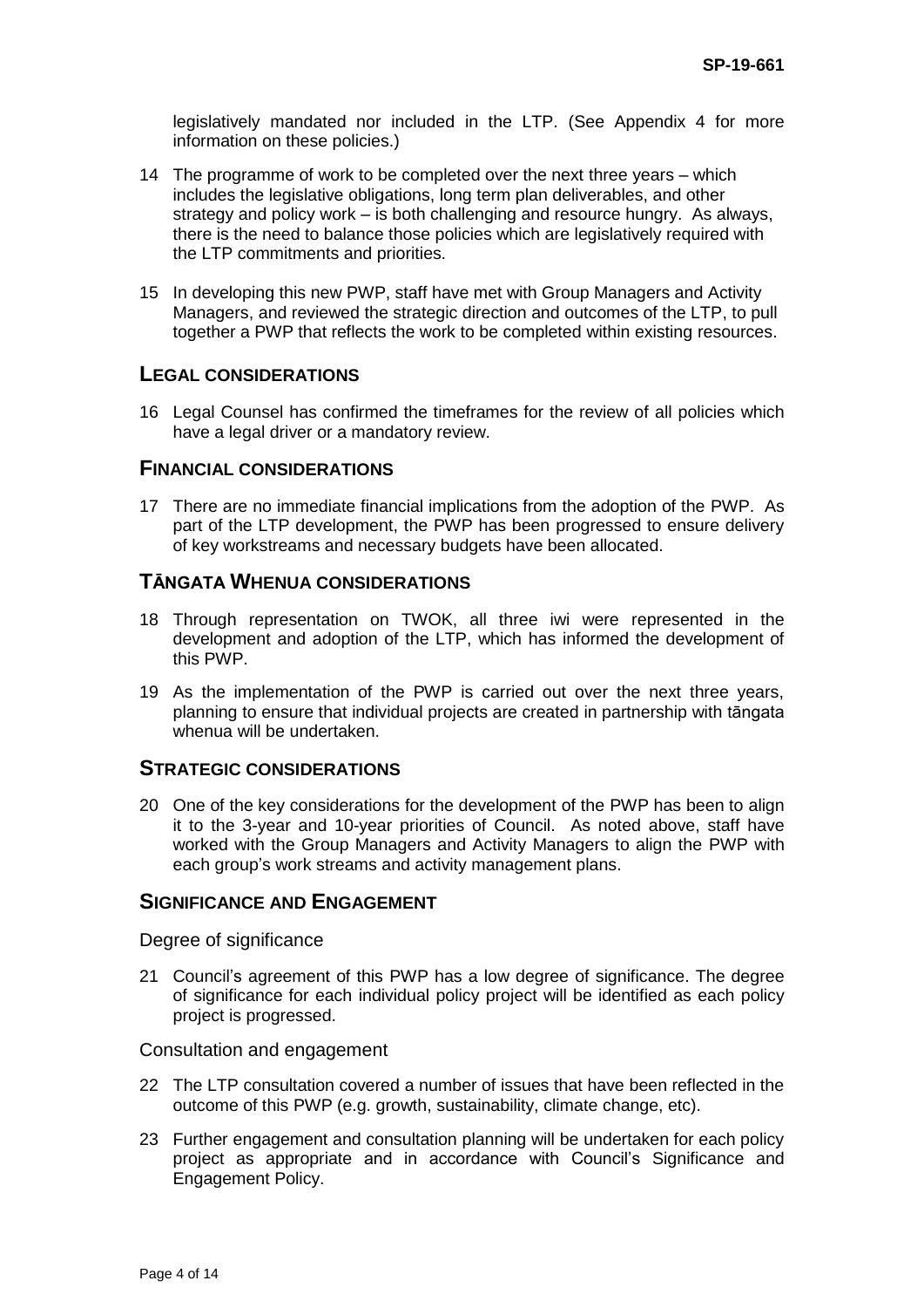legislatively mandated nor included in the LTP. (See Appendix 4 for more information on these policies.)

14 The programme of work to be completed over the next three years – which includes the legislative obligations, long term plan deliverables, and other strategy and policy work – is both challenging and resource hungry. As always, there is the need to balance those policies which are legislatively required with the LTP commitments and priorities.

15 In developing this new PWP, staff have met with Group Managers and Activity Managers, and reviewed the strategic direction and outcomes of the LTP, to pull together a PWP that reflects the work to be completed within existing resources.

## LEGAL CONSIDERATIONS

16 Legal Counsel has confirmed the timeframes for the review of all policies which have a legal driver or a mandatory review.

## FINANCIAL CONSIDERATIONS

17 There are no immediate financial implications from the adoption of the PWP. As part of the LTP development, the PWP has been progressed to ensure delivery of key workstreams and necessary budgets have been allocated.

## TĀNGATA WHENUA CONSIDERATIONS

18 Through representation on TWOK, all three iwi were represented in the development and adoption of the LTP, which has informed the development of this PWP.

19 As the implementation of the PWP is carried out over the next three years, planning to ensure that individual projects are created in partnership with tāngata whenua will be undertaken.

## STRATEGIC CONSIDERATIONS

20 One of the key considerations for the development of the PWP has been to align it to the 3-year and 10-year priorities of Council. As noted above, staff have worked with the Group Managers and Activity Managers to align the PWP with each group's work streams and activity management plans.

## SIGNIFICANCE AND ENGAGEMENT

### Degree of significance

21 Council's agreement of this PWP has a low degree of significance. The degree of significance for each individual policy project will be identified as each policy project is progressed.

### Consultation and engagement

22 The LTP consultation covered a number of issues that have been reflected in the outcome of this PWP (e.g. growth, sustainability, climate change, etc).

23 Further engagement and consultation planning will be undertaken for each policy project as appropriate and in accordance with Council's Significance and Engagement Policy.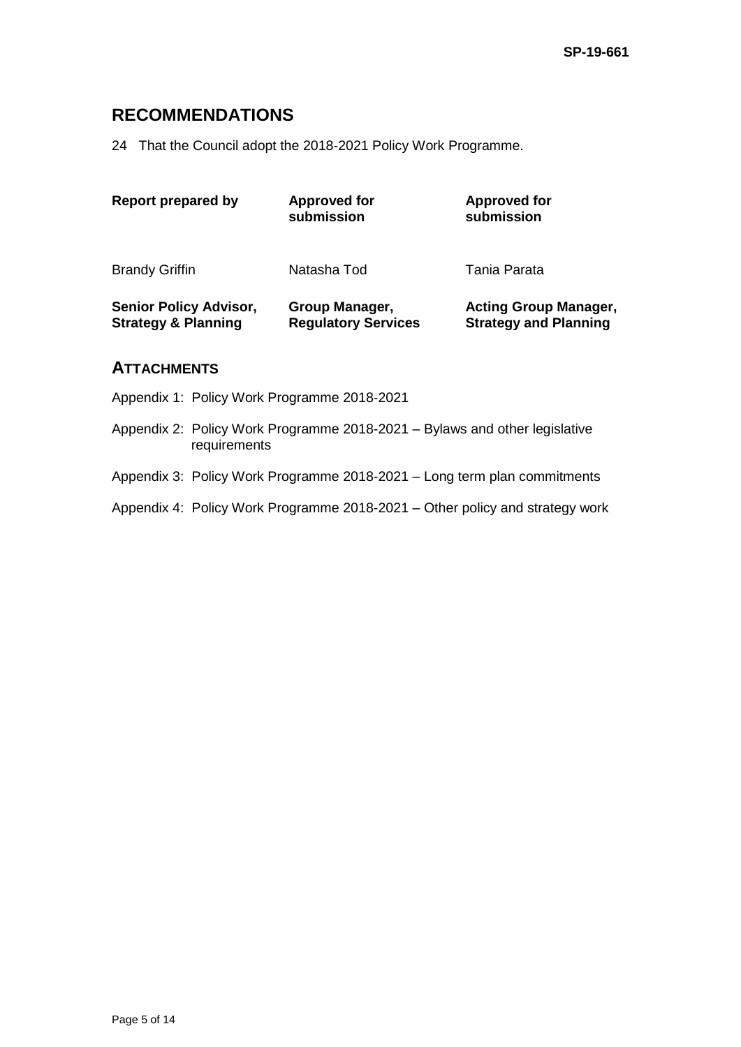## RECOMMENDATIONS

24 That the Council adopt the 2018-2021 Policy Work Programme.

| Report prepared by | Approved for submission | Approved for submission |
| --- | --- | --- |
| Brandy Griffin | Natasha Tod | Tania Parata |
| **Senior Policy Advisor, Strategy & Planning** | **Group Manager, Regulatory Services** | **Acting Group Manager, Strategy and Planning** |

## ATTACHMENTS

Appendix 1: Policy Work Programme 2018-2021

Appendix 2: Policy Work Programme 2018-2021 – Bylaws and other legislative requirements

Appendix 3: Policy Work Programme 2018-2021 – Long term plan commitments

Appendix 4: Policy Work Programme 2018-2021 – Other policy and strategy work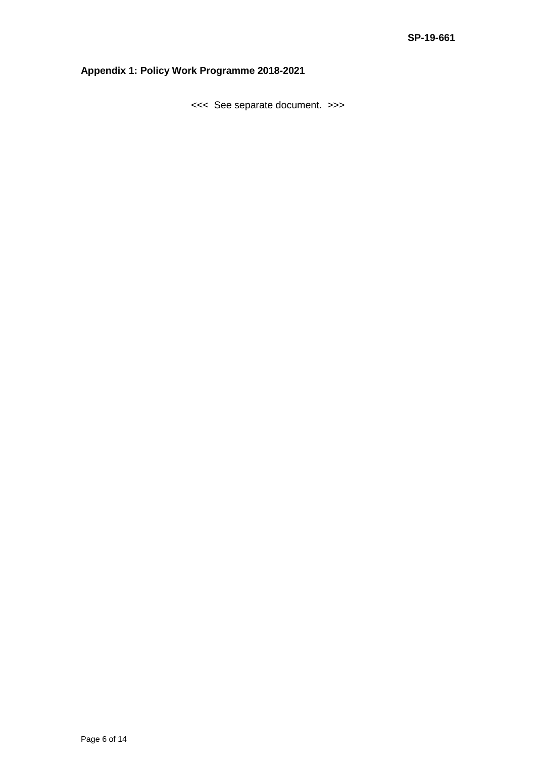## Appendix 1: Policy Work Programme 2018-2021

<<< See separate document. >>>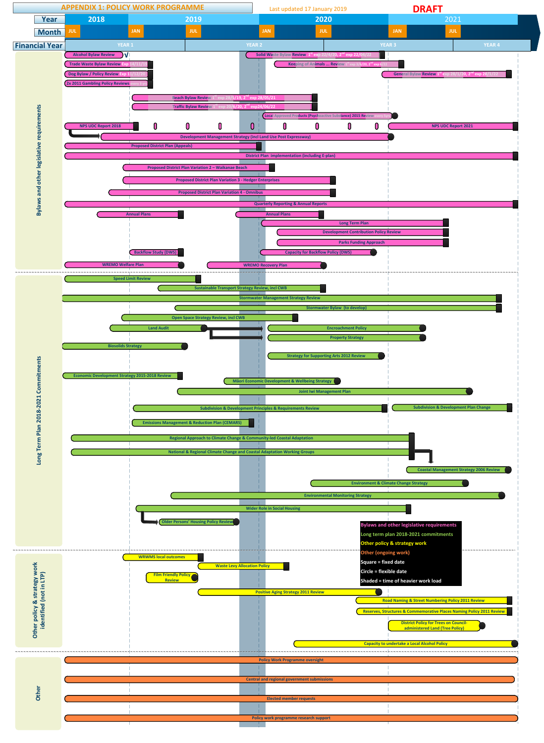# APPENDIX 1: POLICY WORK PROGRAMME

Last updated 17 January 2019

**DRAFT**

| Year | 2018 | | 2019 | | 2020 | | 2021 | |
|---|---|---|---|---|---|---|---|---|
| Month | JUL | JAN | JUL | JAN | JUL | JAN | JUL | |
| Financial Year | YEAR 1 | | YEAR 2 | | YEAR 3 | | YEAR 4 | |

## Bylaws and other legislative requirements

- Alcohol Bylaw Review √
- Trade Waste Bylaw Review Exp 14/11/19
- Dog Bylaw / Policy Review Exp 11/12/20
- 2x 2011 Gambling Policy Reviews every 3 yrs
- Solid Waste Bylaw Review 1st exp 22/4/20, 2nd exp 22/04/22
- Keeping of Animals ... Review 1st exp 3/5/20, 2nd exp 6/22
- General Bylaw Review 1st exp 28/1/20, 2nd exp 28/1/22
- Beach Bylaw Review 1st exp 28/5/19, 2nd exp 28/05/21
- Traffic Bylaw Review 1st exp 20/6/20, 2nd exp24/06/22
- Local Approved Products (Psychoactive Substance) 2015 Review every 5yrs
- NPS UDC Report 2018
- NPS UDC Report 2021
- Development Management Strategy (incl Land Use Post Expressway)
- Proposed District Plan (Appeals)
- District Plan implementation (including E-plan)
- Proposed District Plan Variation 2 – Waikanae Beach
- Proposed District Plan Variation 3 - Hedger Enterprises
- Proposed District Plan Variation 4 - Omnibus
- Quarterly Reporting & Annual Reports
- Annual Plans
- Annual Plans
- Long Term Plan
- Development Contribution Policy Review
- Parks Funding Approach
- Backflow Study (DWS)
- Capacity for Backflow Policy (DWS)
- WREMO Welfare Plan
- WREMO Recovery Plan

## Long Term Plan 2018-2021 Commitments

- Speed Limit Review
- Sustainable Transport Strategy Review, incl CWB
- Stormwater Management Strategy Review
- Stormwater Bylaw (to develop)
- Open Space Strategy Review, incl CWB
- Land Audit
- Encroachment Policy
- Property Strategy
- Biosolids Strategy
- Strategy for Supporting Arts 2012 Review
- Economic Development Strategy 2015-2018 Review
- Māori Economic Development & Wellbeing Strategy
- Joint Iwi Management Plan
- Subdivision & Development Principles & Requirements Review
- Subdivision & Development Plan Change
- Emissions Management & Reduction Plan (CEMARS)
- Regional Approach to Climate Change & Community-led Coastal Adaptation
- National & Regional Climate Change and Coastal Adaptation Working Groups
- Coastal Management Strategy 2006 Review
- Environment & Climate Change Strategy
- Environmental Monitoring Strategy
- Wider Role in Social Housing
- Older Persons' Housing Policy Review

## Other policy & strategy work identified (not in LTP)

- WRWMS local outcomes
- Waste Levy Allocation Policy
- Film Friendly Policy Review
- Positive Aging Strategy 2011 Review
- Road Naming & Street Numbering Policy 2011 Review
- Reserves, Structures & Commemorative Places Naming Policy 2011 Review
- District Policy for Trees on Council-administered Land (Tree Policy)
- Capacity to undertake a Local Alcohol Policy

## Other

- Policy Work Programme oversight
- Central and regional government submissions
- Elected member requests
- Policy work programme research support

**Legend:**

- Bylaws and other legislative requirements
- Long term plan 2018-2021 commitments
- Other policy & strategy work
- Other (ongoing work)
- Square = fixed date
- Circle = flexible date
- Shaded = time of heavier work load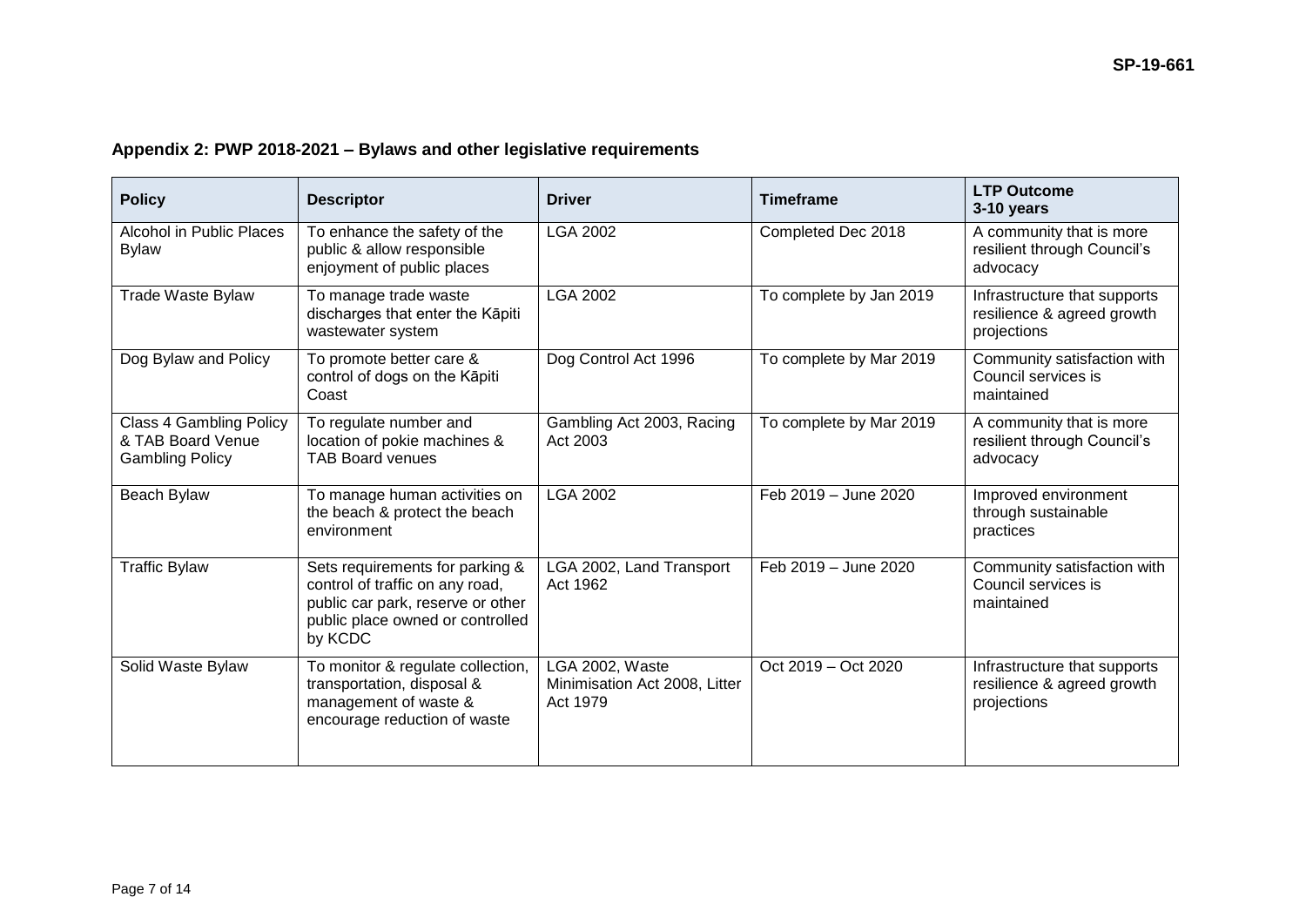## Appendix 2: PWP 2018-2021 – Bylaws and other legislative requirements

| Policy | Descriptor | Driver | Timeframe | LTP Outcome 3-10 years |
|---|---|---|---|---|
| Alcohol in Public Places Bylaw | To enhance the safety of the public & allow responsible enjoyment of public places | LGA 2002 | Completed Dec 2018 | A community that is more resilient through Council's advocacy |
| Trade Waste Bylaw | To manage trade waste discharges that enter the Kāpiti wastewater system | LGA 2002 | To complete by Jan 2019 | Infrastructure that supports resilience & agreed growth projections |
| Dog Bylaw and Policy | To promote better care & control of dogs on the Kāpiti Coast | Dog Control Act 1996 | To complete by Mar 2019 | Community satisfaction with Council services is maintained |
| Class 4 Gambling Policy & TAB Board Venue Gambling Policy | To regulate number and location of pokie machines & TAB Board venues | Gambling Act 2003, Racing Act 2003 | To complete by Mar 2019 | A community that is more resilient through Council's advocacy |
| Beach Bylaw | To manage human activities on the beach & protect the beach environment | LGA 2002 | Feb 2019 – June 2020 | Improved environment through sustainable practices |
| Traffic Bylaw | Sets requirements for parking & control of traffic on any road, public car park, reserve or other public place owned or controlled by KCDC | LGA 2002, Land Transport Act 1962 | Feb 2019 – June 2020 | Community satisfaction with Council services is maintained |
| Solid Waste Bylaw | To monitor & regulate collection, transportation, disposal & management of waste & encourage reduction of waste | LGA 2002, Waste Minimisation Act 2008, Litter Act 1979 | Oct 2019 – Oct 2020 | Infrastructure that supports resilience & agreed growth projections |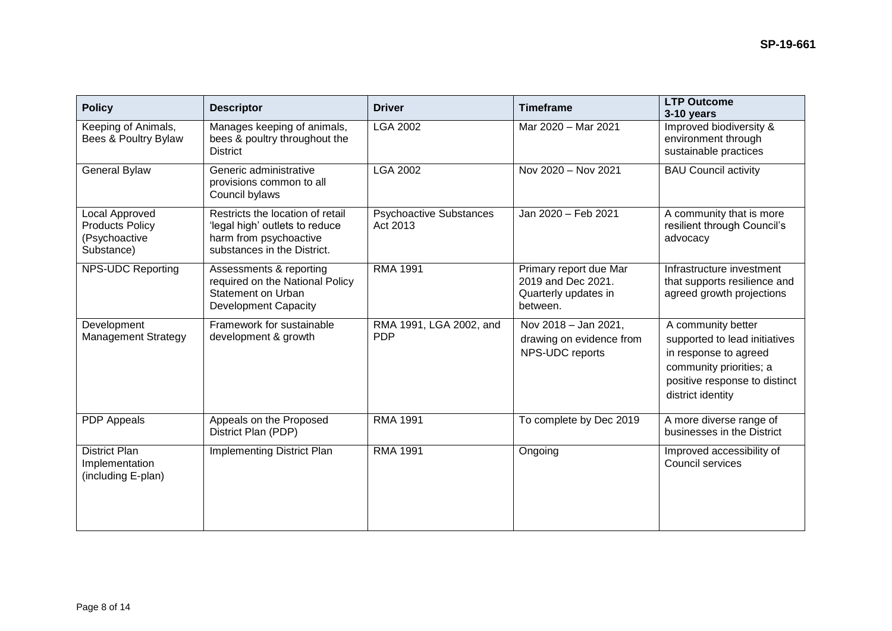| Policy | Descriptor | Driver | Timeframe | LTP Outcome 3-10 years |
|---|---|---|---|---|
| Keeping of Animals, Bees & Poultry Bylaw | Manages keeping of animals, bees & poultry throughout the District | LGA 2002 | Mar 2020 – Mar 2021 | Improved biodiversity & environment through sustainable practices |
| General Bylaw | Generic administrative provisions common to all Council bylaws | LGA 2002 | Nov 2020 – Nov 2021 | BAU Council activity |
| Local Approved Products Policy (Psychoactive Substance) | Restricts the location of retail 'legal high' outlets to reduce harm from psychoactive substances in the District. | Psychoactive Substances Act 2013 | Jan 2020 – Feb 2021 | A community that is more resilient through Council's advocacy |
| NPS-UDC Reporting | Assessments & reporting required on the National Policy Statement on Urban Development Capacity | RMA 1991 | Primary report due Mar 2019 and Dec 2021. Quarterly updates in between. | Infrastructure investment that supports resilience and agreed growth projections |
| Development Management Strategy | Framework for sustainable development & growth | RMA 1991, LGA 2002, and PDP | Nov 2018 – Jan 2021, drawing on evidence from NPS-UDC reports | A community better supported to lead initiatives in response to agreed community priorities; a positive response to distinct district identity |
| PDP Appeals | Appeals on the Proposed District Plan (PDP) | RMA 1991 | To complete by Dec 2019 | A more diverse range of businesses in the District |
| District Plan Implementation (including E-plan) | Implementing District Plan | RMA 1991 | Ongoing | Improved accessibility of Council services |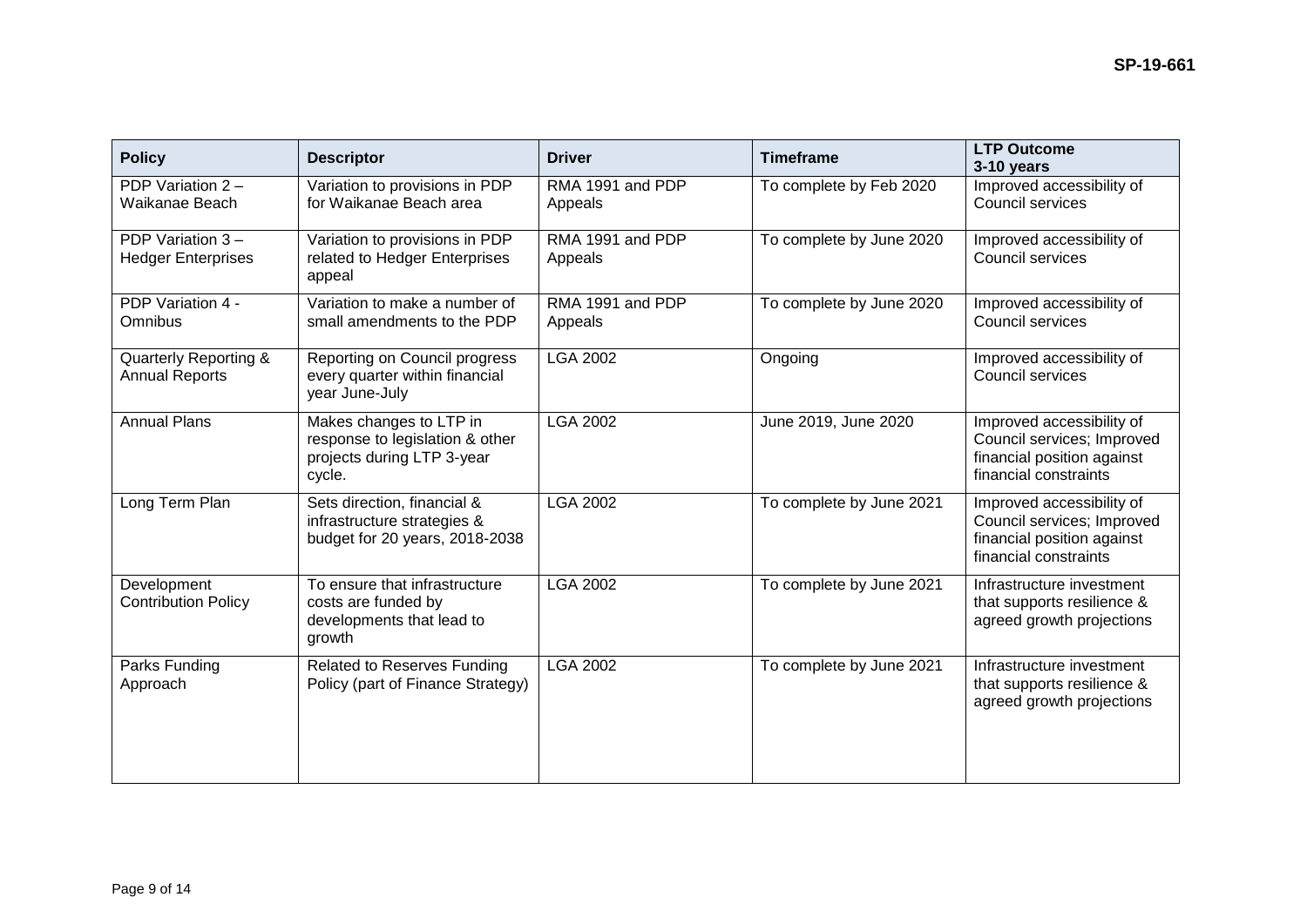| Policy | Descriptor | Driver | Timeframe | LTP Outcome 3-10 years |
| --- | --- | --- | --- | --- |
| PDP Variation 2 – Waikanae Beach | Variation to provisions in PDP for Waikanae Beach area | RMA 1991 and PDP Appeals | To complete by Feb 2020 | Improved accessibility of Council services |
| PDP Variation 3 – Hedger Enterprises | Variation to provisions in PDP related to Hedger Enterprises appeal | RMA 1991 and PDP Appeals | To complete by June 2020 | Improved accessibility of Council services |
| PDP Variation 4 - Omnibus | Variation to make a number of small amendments to the PDP | RMA 1991 and PDP Appeals | To complete by June 2020 | Improved accessibility of Council services |
| Quarterly Reporting & Annual Reports | Reporting on Council progress every quarter within financial year June-July | LGA 2002 | Ongoing | Improved accessibility of Council services |
| Annual Plans | Makes changes to LTP in response to legislation & other projects during LTP 3-year cycle. | LGA 2002 | June 2019, June 2020 | Improved accessibility of Council services; Improved financial position against financial constraints |
| Long Term Plan | Sets direction, financial & infrastructure strategies & budget for 20 years, 2018-2038 | LGA 2002 | To complete by June 2021 | Improved accessibility of Council services; Improved financial position against financial constraints |
| Development Contribution Policy | To ensure that infrastructure costs are funded by developments that lead to growth | LGA 2002 | To complete by June 2021 | Infrastructure investment that supports resilience & agreed growth projections |
| Parks Funding Approach | Related to Reserves Funding Policy (part of Finance Strategy) | LGA 2002 | To complete by June 2021 | Infrastructure investment that supports resilience & agreed growth projections |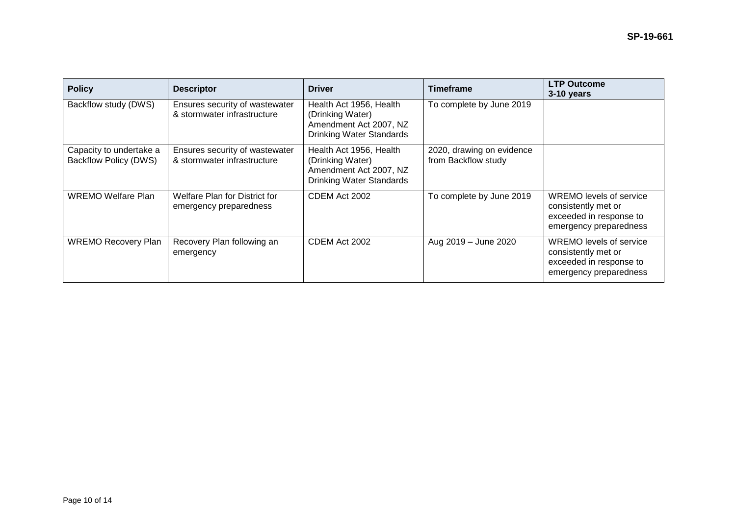| Policy | Descriptor | Driver | Timeframe | LTP Outcome 3-10 years |
| --- | --- | --- | --- | --- |
| Backflow study (DWS) | Ensures security of wastewater & stormwater infrastructure | Health Act 1956, Health (Drinking Water) Amendment Act 2007, NZ Drinking Water Standards | To complete by June 2019 | |
| Capacity to undertake a Backflow Policy (DWS) | Ensures security of wastewater & stormwater infrastructure | Health Act 1956, Health (Drinking Water) Amendment Act 2007, NZ Drinking Water Standards | 2020, drawing on evidence from Backflow study | |
| WREMO Welfare Plan | Welfare Plan for District for emergency preparedness | CDEM Act 2002 | To complete by June 2019 | WREMO levels of service consistently met or exceeded in response to emergency preparedness |
| WREMO Recovery Plan | Recovery Plan following an emergency | CDEM Act 2002 | Aug 2019 – June 2020 | WREMO levels of service consistently met or exceeded in response to emergency preparedness |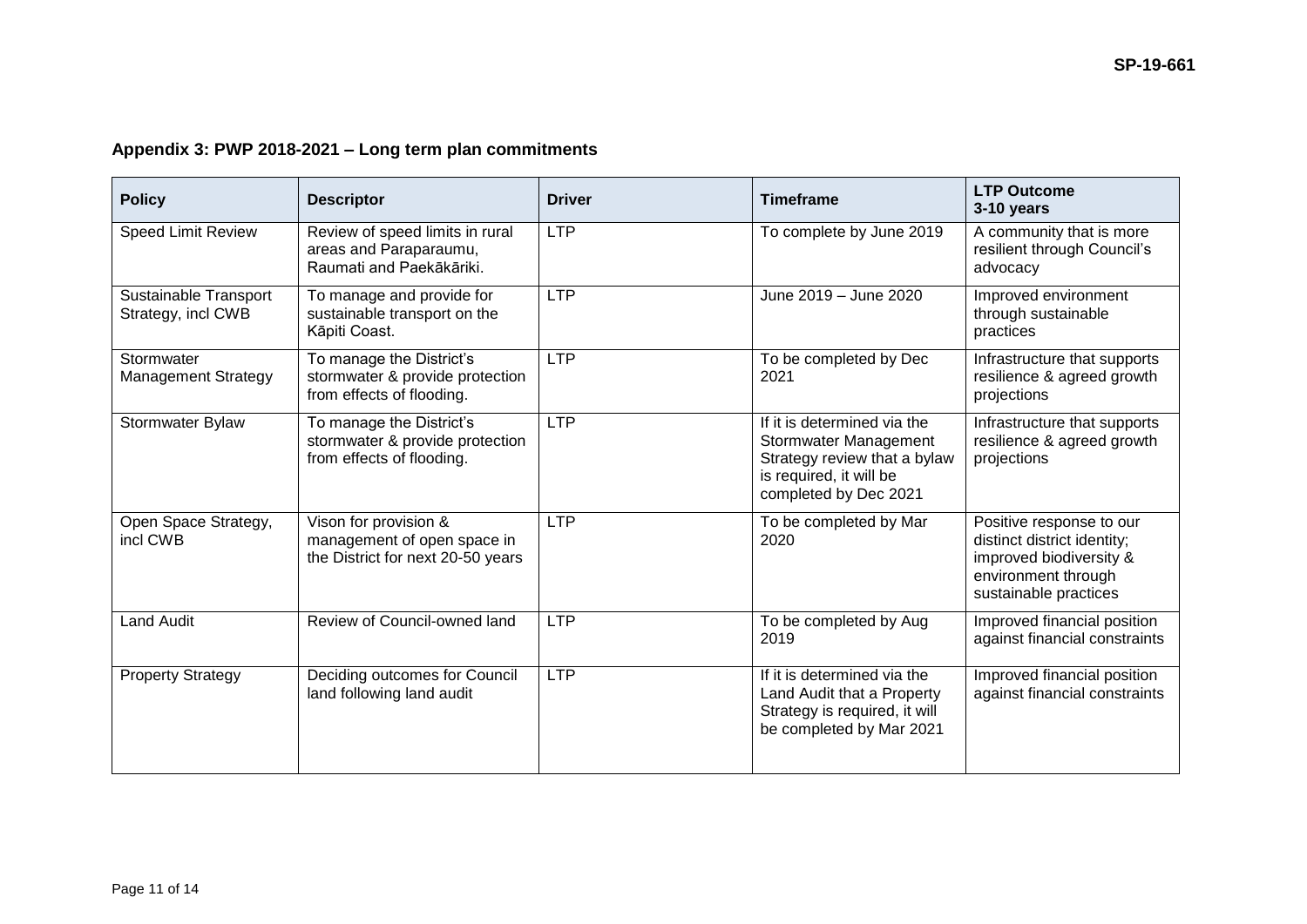## Appendix 3: PWP 2018-2021 – Long term plan commitments

| Policy | Descriptor | Driver | Timeframe | LTP Outcome 3-10 years |
|---|---|---|---|---|
| Speed Limit Review | Review of speed limits in rural areas and Paraparaumu, Raumati and Paekākāriki. | LTP | To complete by June 2019 | A community that is more resilient through Council's advocacy |
| Sustainable Transport Strategy, incl CWB | To manage and provide for sustainable transport on the Kāpiti Coast. | LTP | June 2019 – June 2020 | Improved environment through sustainable practices |
| Stormwater Management Strategy | To manage the District's stormwater & provide protection from effects of flooding. | LTP | To be completed by Dec 2021 | Infrastructure that supports resilience & agreed growth projections |
| Stormwater Bylaw | To manage the District's stormwater & provide protection from effects of flooding. | LTP | If it is determined via the Stormwater Management Strategy review that a bylaw is required, it will be completed by Dec 2021 | Infrastructure that supports resilience & agreed growth projections |
| Open Space Strategy, incl CWB | Vison for provision & management of open space in the District for next 20-50 years | LTP | To be completed by Mar 2020 | Positive response to our distinct district identity; improved biodiversity & environment through sustainable practices |
| Land Audit | Review of Council-owned land | LTP | To be completed by Aug 2019 | Improved financial position against financial constraints |
| Property Strategy | Deciding outcomes for Council land following land audit | LTP | If it is determined via the Land Audit that a Property Strategy is required, it will be completed by Mar 2021 | Improved financial position against financial constraints |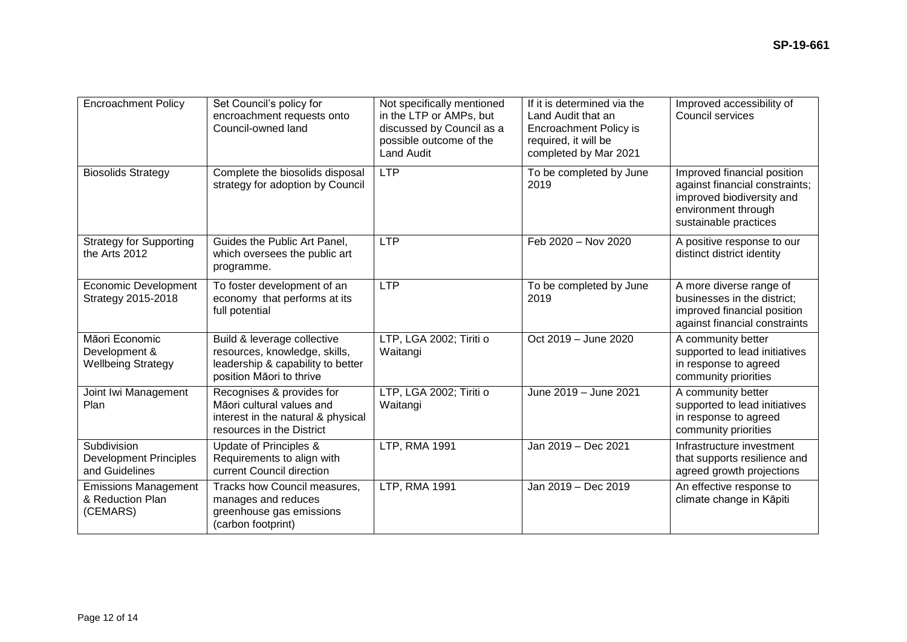| Encroachment Policy | Set Council's policy for encroachment requests onto Council-owned land | Not specifically mentioned in the LTP or AMPs, but discussed by Council as a possible outcome of the Land Audit | If it is determined via the Land Audit that an Encroachment Policy is required, it will be completed by Mar 2021 | Improved accessibility of Council services |
|---|---|---|---|---|
| Biosolids Strategy | Complete the biosolids disposal strategy for adoption by Council | LTP | To be completed by June 2019 | Improved financial position against financial constraints; improved biodiversity and environment through sustainable practices |
| Strategy for Supporting the Arts 2012 | Guides the Public Art Panel, which oversees the public art programme. | LTP | Feb 2020 – Nov 2020 | A positive response to our distinct district identity |
| Economic Development Strategy 2015-2018 | To foster development of an economy that performs at its full potential | LTP | To be completed by June 2019 | A more diverse range of businesses in the district; improved financial position against financial constraints |
| Māori Economic Development & Wellbeing Strategy | Build & leverage collective resources, knowledge, skills, leadership & capability to better position Māori to thrive | LTP, LGA 2002; Tiriti o Waitangi | Oct 2019 – June 2020 | A community better supported to lead initiatives in response to agreed community priorities |
| Joint Iwi Management Plan | Recognises & provides for Māori cultural values and interest in the natural & physical resources in the District | LTP, LGA 2002; Tiriti o Waitangi | June 2019 – June 2021 | A community better supported to lead initiatives in response to agreed community priorities |
| Subdivision Development Principles and Guidelines | Update of Principles & Requirements to align with current Council direction | LTP, RMA 1991 | Jan 2019 – Dec 2021 | Infrastructure investment that supports resilience and agreed growth projections |
| Emissions Management & Reduction Plan (CEMARS) | Tracks how Council measures, manages and reduces greenhouse gas emissions (carbon footprint) | LTP, RMA 1991 | Jan 2019 – Dec 2019 | An effective response to climate change in Kāpiti |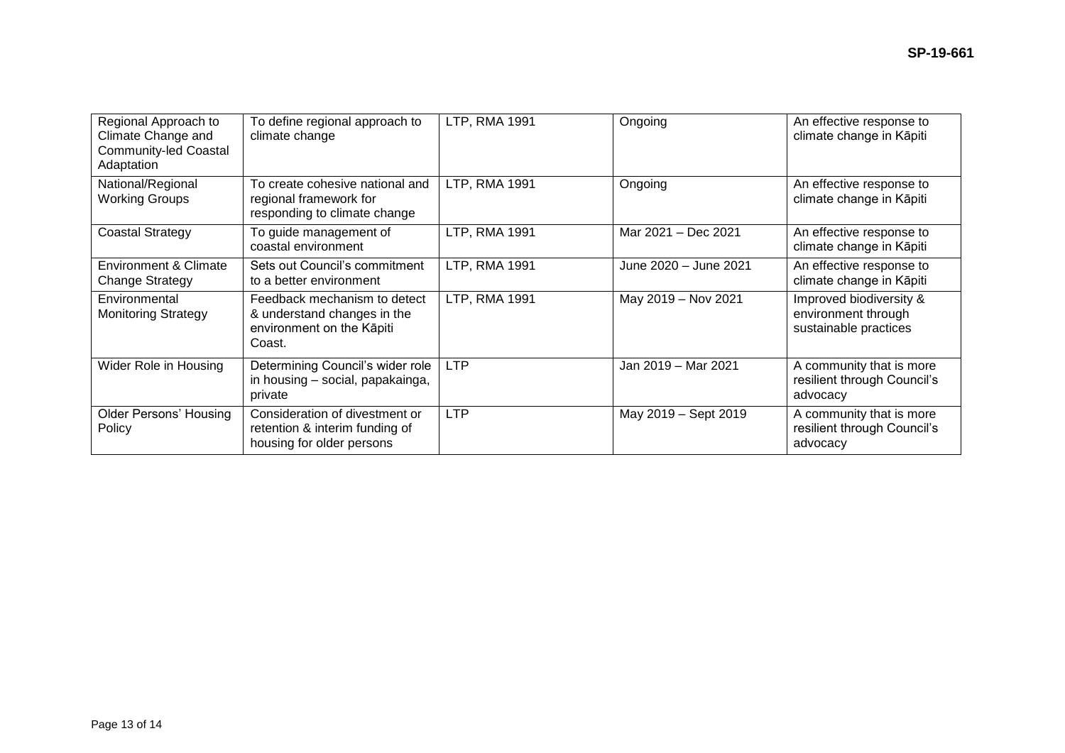| Regional Approach to Climate Change and Community-led Coastal Adaptation | To define regional approach to climate change | LTP, RMA 1991 | Ongoing | An effective response to climate change in Kāpiti |
|---|---|---|---|---|
| National/Regional Working Groups | To create cohesive national and regional framework for responding to climate change | LTP, RMA 1991 | Ongoing | An effective response to climate change in Kāpiti |
| Coastal Strategy | To guide management of coastal environment | LTP, RMA 1991 | Mar 2021 – Dec 2021 | An effective response to climate change in Kāpiti |
| Environment & Climate Change Strategy | Sets out Council's commitment to a better environment | LTP, RMA 1991 | June 2020 – June 2021 | An effective response to climate change in Kāpiti |
| Environmental Monitoring Strategy | Feedback mechanism to detect & understand changes in the environment on the Kāpiti Coast. | LTP, RMA 1991 | May 2019 – Nov 2021 | Improved biodiversity & environment through sustainable practices |
| Wider Role in Housing | Determining Council's wider role in housing – social, papakainga, private | LTP | Jan 2019 – Mar 2021 | A community that is more resilient through Council's advocacy |
| Older Persons' Housing Policy | Consideration of divestment or retention & interim funding of housing for older persons | LTP | May 2019 – Sept 2019 | A community that is more resilient through Council's advocacy |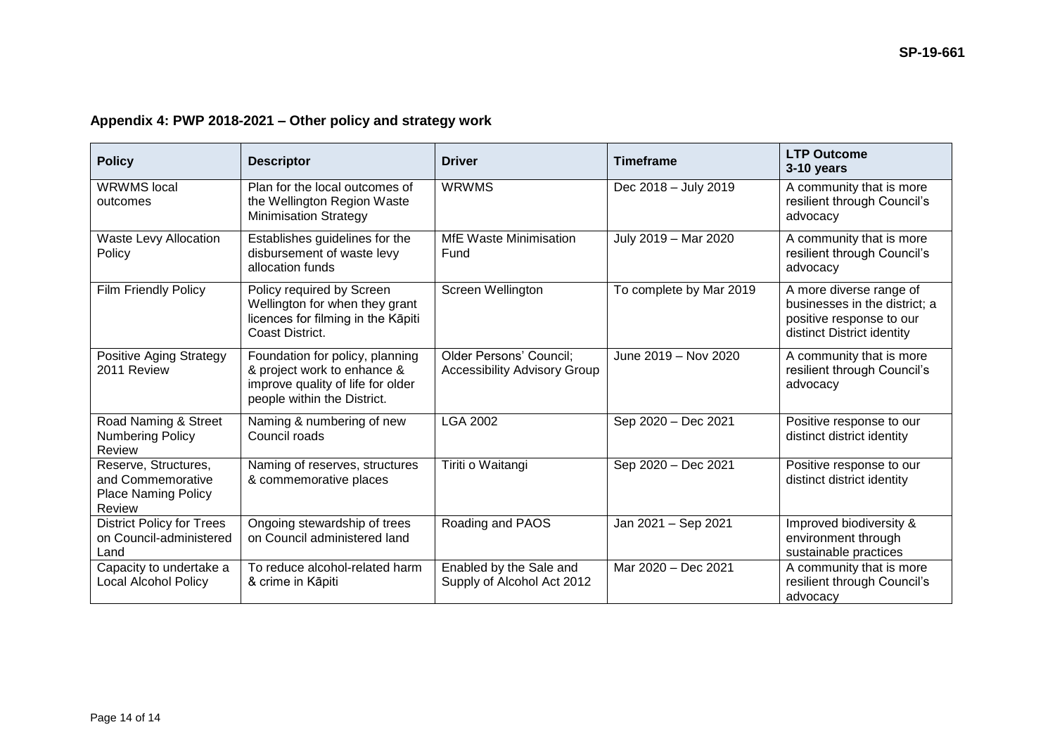## Appendix 4: PWP 2018-2021 – Other policy and strategy work

| Policy | Descriptor | Driver | Timeframe | LTP Outcome 3-10 years |
|---|---|---|---|---|
| WRWMS local outcomes | Plan for the local outcomes of the Wellington Region Waste Minimisation Strategy | WRWMS | Dec 2018 – July 2019 | A community that is more resilient through Council's advocacy |
| Waste Levy Allocation Policy | Establishes guidelines for the disbursement of waste levy allocation funds | MfE Waste Minimisation Fund | July 2019 – Mar 2020 | A community that is more resilient through Council's advocacy |
| Film Friendly Policy | Policy required by Screen Wellington for when they grant licences for filming in the Kāpiti Coast District. | Screen Wellington | To complete by Mar 2019 | A more diverse range of businesses in the district; a positive response to our distinct District identity |
| Positive Aging Strategy 2011 Review | Foundation for policy, planning & project work to enhance & improve quality of life for older people within the District. | Older Persons' Council; Accessibility Advisory Group | June 2019 – Nov 2020 | A community that is more resilient through Council's advocacy |
| Road Naming & Street Numbering Policy Review | Naming & numbering of new Council roads | LGA 2002 | Sep 2020 – Dec 2021 | Positive response to our distinct district identity |
| Reserve, Structures, and Commemorative Place Naming Policy Review | Naming of reserves, structures & commemorative places | Tiriti o Waitangi | Sep 2020 – Dec 2021 | Positive response to our distinct district identity |
| District Policy for Trees on Council-administered Land | Ongoing stewardship of trees on Council administered land | Roading and PAOS | Jan 2021 – Sep 2021 | Improved biodiversity & environment through sustainable practices |
| Capacity to undertake a Local Alcohol Policy | To reduce alcohol-related harm & crime in Kāpiti | Enabled by the Sale and Supply of Alcohol Act 2012 | Mar 2020 – Dec 2021 | A community that is more resilient through Council's advocacy |